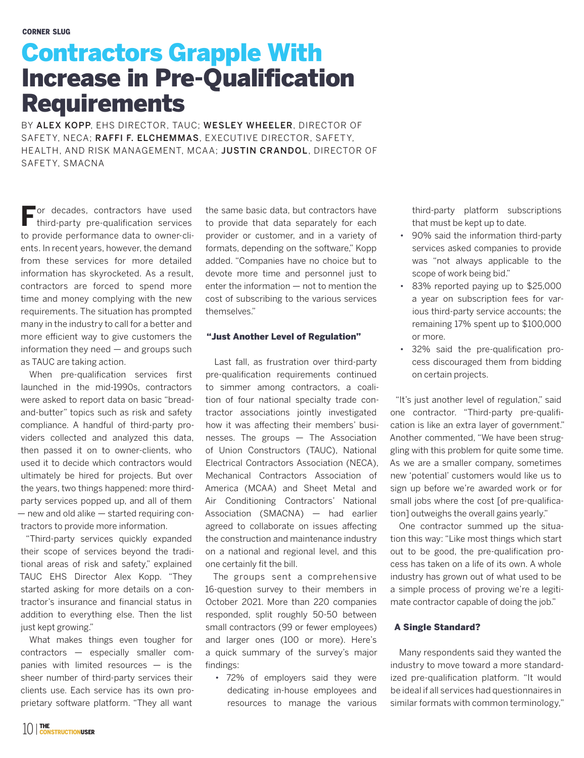CORNER SLUG

# Contractors Grapple With Increase in Pre-Qualification Requirements

BY **ALEX KOPP**, EHS DIRECTOR, TAUC; **WESLEY WHEELER**, DIRECTOR OF SAFETY, NECA; **RAFFI F. ELCHEMMAS**, EXECUTIVE DIRECTOR, SAFETY, HEALTH, AND RISK MANAGEMENT, MCAA; **JUSTIN CRANDOL**, DIRECTOR OF SAFETY, SMACNA

For decades, contractors have used third-party pre-qualification services to provide performance data to owner-clients. In recent years, however, the demand from these services for more detailed information has skyrocketed. As a result, contractors are forced to spend more time and money complying with the new requirements. The situation has prompted many in the industry to call for a better and more efficient way to give customers the information they need — and groups such as TAUC are taking action.

When pre-qualification services first launched in the mid-1990s, contractors were asked to report data on basic "bread-and-butter" topics such as risk and safety compliance. A handful of third-party providers collected and analyzed this data, then passed it on to owner-clients, who used it to decide which contractors would ultimately be hired for projects. But over the years, two things happened: more third-party services popped up, and all of them — new and old alike — started requiring contractors to provide more information.

"Third-party services quickly expanded their scope of services beyond the traditional areas of risk and safety," explained TAUC EHS Director Alex Kopp. "They started asking for more details on a contractor's insurance and financial status in addition to everything else. Then the list just kept growing."

What makes things even tougher for contractors — especially smaller companies with limited resources — is the sheer number of third-party services their clients use. Each service has its own proprietary software platform. "They all want the same basic data, but contractors have to provide that data separately for each provider or customer, and in a variety of formats, depending on the software," Kopp added. "Companies have no choice but to devote more time and personnel just to enter the information — not to mention the cost of subscribing to the various services themselves."

## "Just Another Level of Regulation"

Last fall, as frustration over third-party pre-qualification requirements continued to simmer among contractors, a coalition of four national specialty trade contractor associations jointly investigated how it was affecting their members' businesses. The groups — The Association of Union Constructors (TAUC), National Electrical Contractors Association (NECA), Mechanical Contractors Association of America (MCAA) and Sheet Metal and Air Conditioning Contractors' National Association (SMACNA) — had earlier agreed to collaborate on issues affecting the construction and maintenance industry on a national and regional level, and this one certainly fit the bill.

The groups sent a comprehensive 16-question survey to their members in October 2021. More than 220 companies responded, split roughly 50-50 between small contractors (99 or fewer employees) and larger ones (100 or more). Here's a quick summary of the survey's major findings:

- 72% of employers said they were dedicating in-house employees and resources to manage the various third-party platform subscriptions that must be kept up to date.
- 90% said the information third-party services asked companies to provide was "not always applicable to the scope of work being bid."
- 83% reported paying up to $25,000 a year on subscription fees for various third-party service accounts; the remaining 17% spent up to $100,000 or more.
- 32% said the pre-qualification process discouraged them from bidding on certain projects.

"It's just another level of regulation," said one contractor. "Third-party pre-qualification is like an extra layer of government." Another commented, "We have been struggling with this problem for quite some time. As we are a smaller company, sometimes new 'potential' customers would like us to sign up before we're awarded work or for small jobs where the cost [of pre-qualification] outweighs the overall gains yearly."

One contractor summed up the situation this way: "Like most things which start out to be good, the pre-qualification process has taken on a life of its own. A whole industry has grown out of what used to be a simple process of proving we're a legitimate contractor capable of doing the job."

## A Single Standard?

Many respondents said they wanted the industry to move toward a more standardized pre-qualification platform. "It would be ideal if all services had questionnaires in similar formats with common terminology,"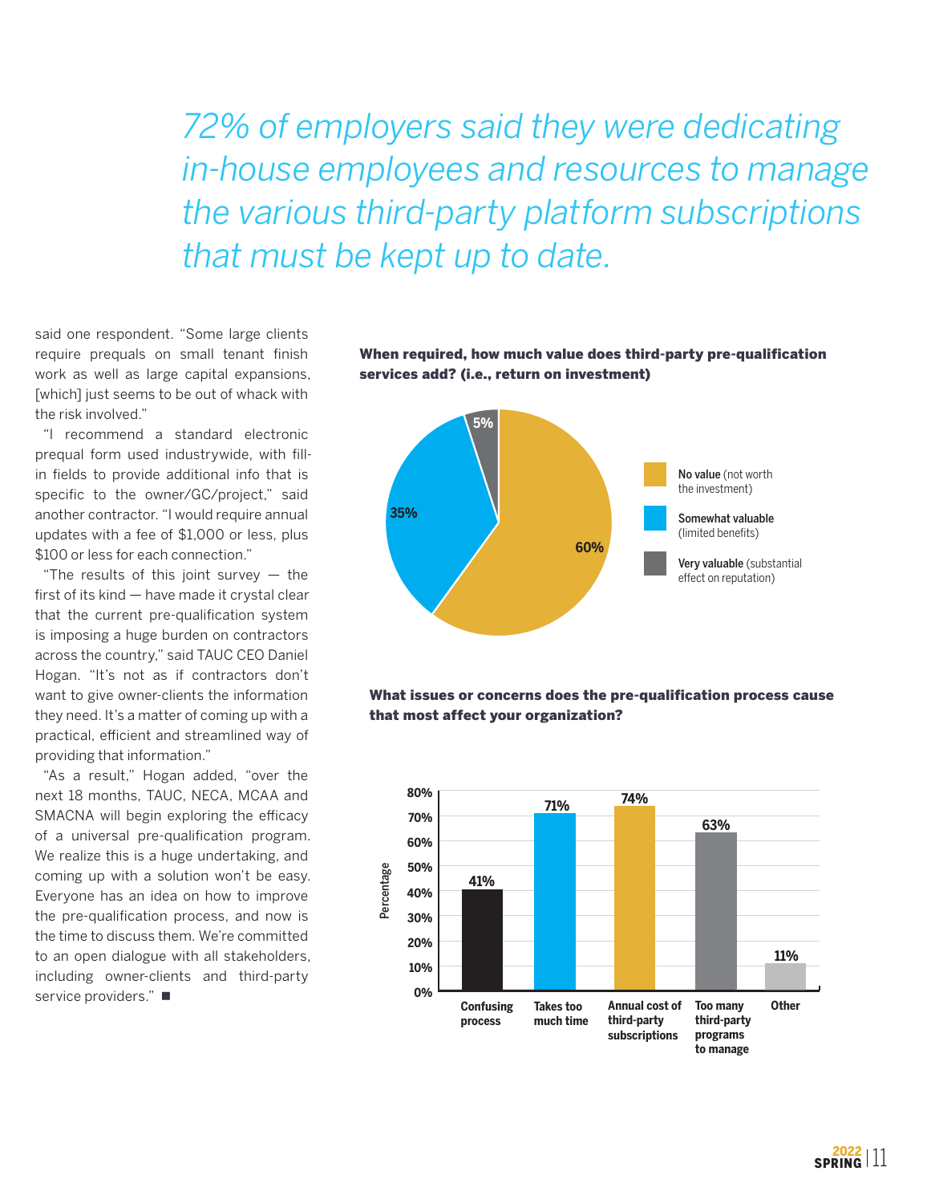*72% of employers said they were dedicating in-house employees and resources to manage the various third-party platform subscriptions that must be kept up to date.*

said one respondent. "Some large clients require prequals on small tenant finish work as well as large capital expansions, [which] just seems to be out of whack with the risk involved."

"I recommend a standard electronic prequal form used industrywide, with fill-in fields to provide additional info that is specific to the owner/GC/project," said another contractor. "I would require annual updates with a fee of $1,000 or less, plus $100 or less for each connection."

"The results of this joint survey — the first of its kind — have made it crystal clear that the current pre-qualification system is imposing a huge burden on contractors across the country," said TAUC CEO Daniel Hogan. "It's not as if contractors don't want to give owner-clients the information they need. It's a matter of coming up with a practical, efficient and streamlined way of providing that information."

"As a result," Hogan added, "over the next 18 months, TAUC, NECA, MCAA and SMACNA will begin exploring the efficacy of a universal pre-qualification program. We realize this is a huge undertaking, and coming up with a solution won't be easy. Everyone has an idea on how to improve the pre-qualification process, and now is the time to discuss them. We're committed to an open dialogue with all stakeholders, including owner-clients and third-party service providers." ■

**When required, how much value does third-party pre-qualification services add? (i.e., return on investment)**

5%
35%
60%

**No value** (not worth the investment)
**Somewhat valuable** (limited benefits)
**Very valuable** (substantial effect on reputation)

**What issues or concerns does the pre-qualification process cause that most affect your organization?**

Percentage
80%
70%
60%
50%
40%
30%
20%
10%
0%

41% Confusing process
71% Takes too much time
74% Annual cost of third-party subscriptions
63% Too many third-party programs to manage
11% Other